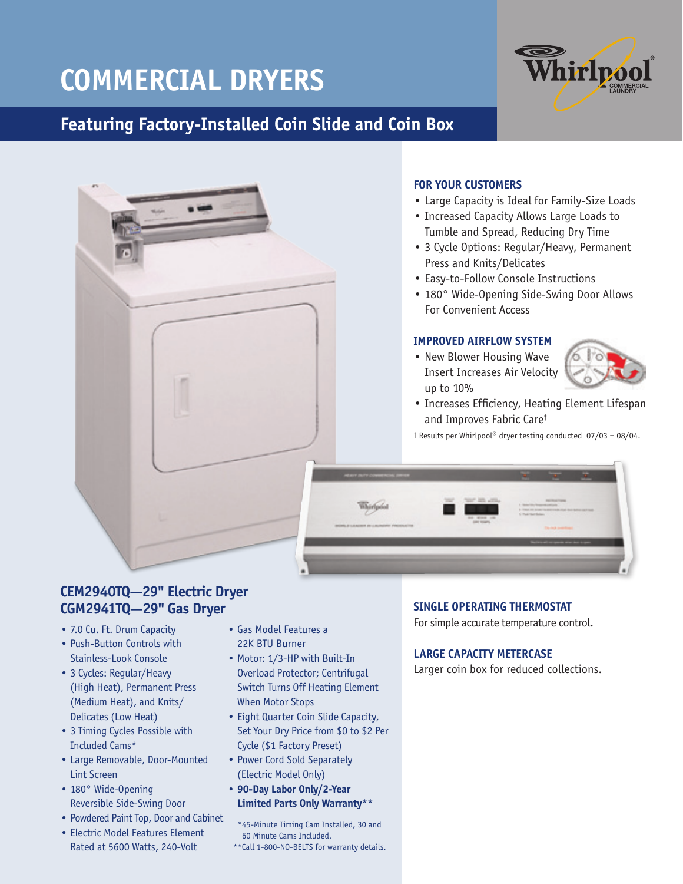# COMMERCIAL DRYERS

## Featuring Factory-Installed Coin Slide and Coin Box

### FOR YOUR CUSTOMERS

- Large Capacity is Ideal for Family-Size Loads
- Increased Capacity Allows Large Loads to Tumble and Spread, Reducing Dry Time
- 3 Cycle Options: Regular/Heavy, Permanent Press and Knits/Delicates
- Easy-to-Follow Console Instructions
- 180° Wide-Opening Side-Swing Door Allows For Convenient Access

### IMPROVED AIRFLOW SYSTEM

- New Blower Housing Wave Insert Increases Air Velocity up to 10%
- Increases Efficiency, Heating Element Lifespan and Improves Fabric Care†

† Results per Whirlpool® dryer testing conducted 07/03 – 08/04.

## CEM2940TQ—29" Electric Dryer
## CGM2941TQ—29" Gas Dryer

- 7.0 Cu. Ft. Drum Capacity
- Push-Button Controls with Stainless-Look Console
- 3 Cycles: Regular/Heavy (High Heat), Permanent Press (Medium Heat), and Knits/Delicates (Low Heat)
- 3 Timing Cycles Possible with Included Cams*
- Large Removable, Door-Mounted Lint Screen
- 180° Wide-Opening Reversible Side-Swing Door
- Powdered Paint Top, Door and Cabinet
- Electric Model Features Element Rated at 5600 Watts, 240-Volt
- Gas Model Features a 22K BTU Burner
- Motor: 1/3-HP with Built-In Overload Protector; Centrifugal Switch Turns Off Heating Element When Motor Stops
- Eight Quarter Coin Slide Capacity, Set Your Dry Price from $0 to $2 Per Cycle ($1 Factory Preset)
- Power Cord Sold Separately (Electric Model Only)
- **90-Day Labor Only/2-Year Limited Parts Only Warranty****

*45-Minute Timing Cam Installed, 30 and 60 Minute Cams Included.
**Call 1-800-NO-BELTS for warranty details.

### SINGLE OPERATING THERMOSTAT

For simple accurate temperature control.

### LARGE CAPACITY METERCASE

Larger coin box for reduced collections.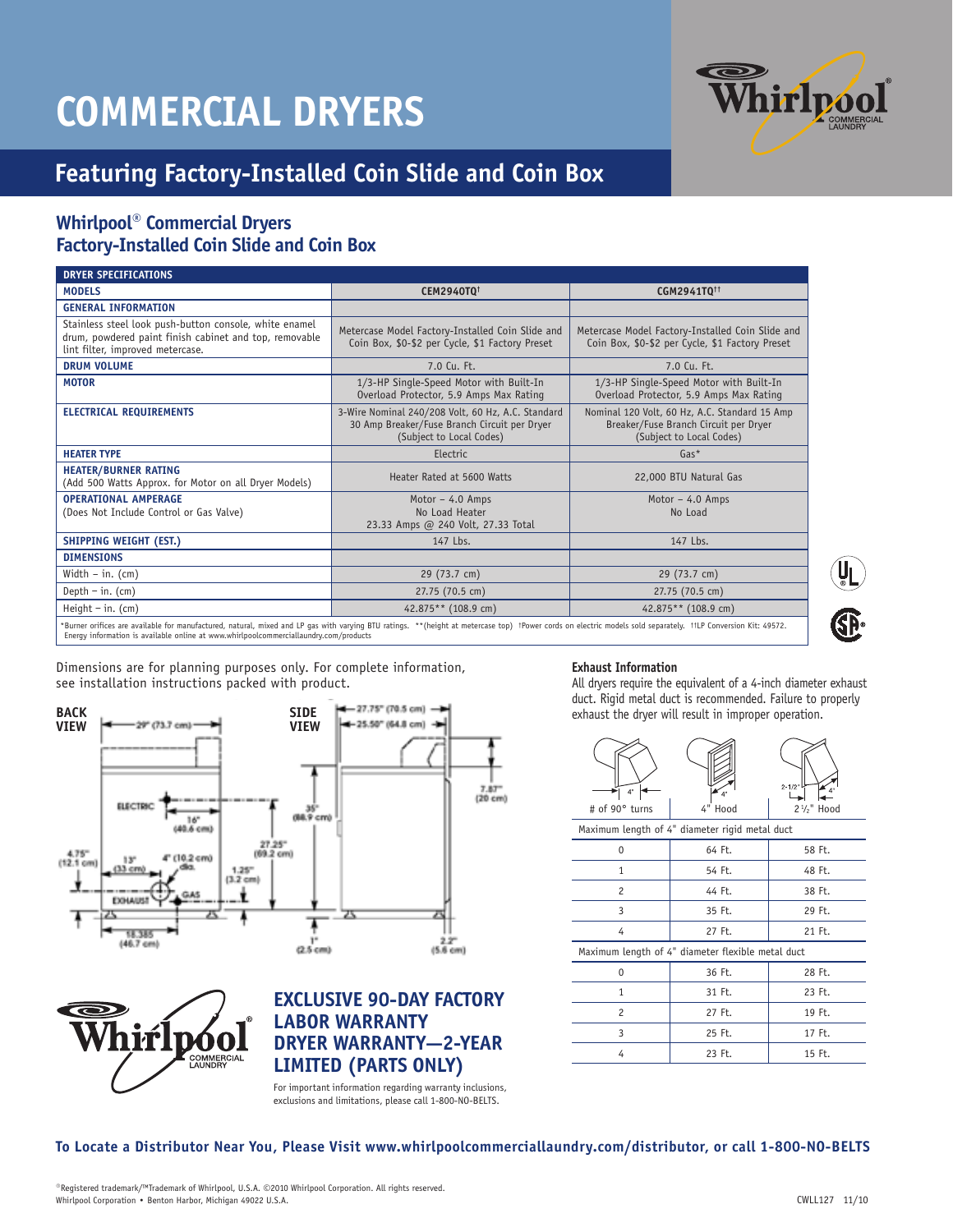# COMMERCIAL DRYERS

## Featuring Factory-Installed Coin Slide and Coin Box

### Whirlpool® Commercial Dryers
### Factory-Installed Coin Slide and Coin Box

| DRYER SPECIFICATIONS | | |
|---|---|---|
| **MODELS** | **CEM2940TQ†** | **CGM2941TQ††** |
| **GENERAL INFORMATION** | | |
| Stainless steel look push-button console, white enamel drum, powdered paint finish cabinet and top, removable lint filter, improved metercase. | Metercase Model Factory-Installed Coin Slide and Coin Box, $0-$2 per Cycle, $1 Factory Preset | Metercase Model Factory-Installed Coin Slide and Coin Box, $0-$2 per Cycle, $1 Factory Preset |
| **DRUM VOLUME** | 7.0 Cu. Ft. | 7.0 Cu. Ft. |
| **MOTOR** | 1/3-HP Single-Speed Motor with Built-In Overload Protector, 5.9 Amps Max Rating | 1/3-HP Single-Speed Motor with Built-In Overload Protector, 5.9 Amps Max Rating |
| **ELECTRICAL REQUIREMENTS** | 3-Wire Nominal 240/208 Volt, 60 Hz, A.C. Standard 30 Amp Breaker/Fuse Branch Circuit per Dryer (Subject to Local Codes) | Nominal 120 Volt, 60 Hz, A.C. Standard 15 Amp Breaker/Fuse Branch Circuit per Dryer (Subject to Local Codes) |
| **HEATER TYPE** | Electric | Gas* |
| **HEATER/BURNER RATING** (Add 500 Watts Approx. for Motor on all Dryer Models) | Heater Rated at 5600 Watts | 22,000 BTU Natural Gas |
| **OPERATIONAL AMPERAGE** (Does Not Include Control or Gas Valve) | Motor – 4.0 Amps No Load Heater 23.33 Amps @ 240 Volt, 27.33 Total | Motor – 4.0 Amps No Load |
| **SHIPPING WEIGHT (EST.)** | 147 Lbs. | 147 Lbs. |
| **DIMENSIONS** | | |
| Width – in. (cm) | 29 (73.7 cm) | 29 (73.7 cm) |
| Depth – in. (cm) | 27.75 (70.5 cm) | 27.75 (70.5 cm) |
| Height – in. (cm) | 42.875** (108.9 cm) | 42.875** (108.9 cm) |

*Burner orifices are available for manufactured, natural, mixed and LP gas with varying BTU ratings. **(height at metercase top) †Power cords on electric models sold separately. ††LP Conversion Kit: 49572.
Energy information is available online at www.whirlpoolcommerciallaundry.com/products

Dimensions are for planning purposes only. For complete information, see installation instructions packed with product.

BACK VIEW
29" (73.7 cm)
ELECTRIC
16" (40.6 cm)
4.75" (12.1 cm)
13" (33 cm)
4" (10.2 cm) dia.
EXHAUST
GAS
18.385 (46.7 cm)
27.25" (69.2 cm)
1.25" (3.2 cm)

SIDE VIEW
27.75" (70.5 cm)
25.50" (64.8 cm)
35" (88.9 cm)
7.87" (20 cm)
1" (2.5 cm)
2.2" (5.6 cm)

**EXCLUSIVE 90-DAY FACTORY LABOR WARRANTY DRYER WARRANTY—2-YEAR LIMITED (PARTS ONLY)**

For important information regarding warranty inclusions, exclusions and limitations, please call 1-800-NO-BELTS.

**Exhaust Information**

All dryers require the equivalent of a 4-inch diameter exhaust duct. Rigid metal duct is recommended. Failure to properly exhaust the dryer will result in improper operation.

| # of 90° turns | 4" Hood | 2 ½" Hood |
|---|---|---|
| Maximum length of 4" diameter rigid metal duct | | |
| 0 | 64 Ft. | 58 Ft. |
| 1 | 54 Ft. | 48 Ft. |
| 2 | 44 Ft. | 38 Ft. |
| 3 | 35 Ft. | 29 Ft. |
| 4 | 27 Ft. | 21 Ft. |
| Maximum length of 4" diameter flexible metal duct | | |
| 0 | 36 Ft. | 28 Ft. |
| 1 | 31 Ft. | 23 Ft. |
| 2 | 27 Ft. | 19 Ft. |
| 3 | 25 Ft. | 17 Ft. |
| 4 | 23 Ft. | 15 Ft. |

**To Locate a Distributor Near You, Please Visit www.whirlpoolcommerciallaundry.com/distributor, or call 1-800-NO-BELTS**

®Registered trademark/™Trademark of Whirlpool, U.S.A. ©2010 Whirlpool Corporation. All rights reserved.
Whirlpool Corporation • Benton Harbor, Michigan 49022 U.S.A.

CWLL127 11/10